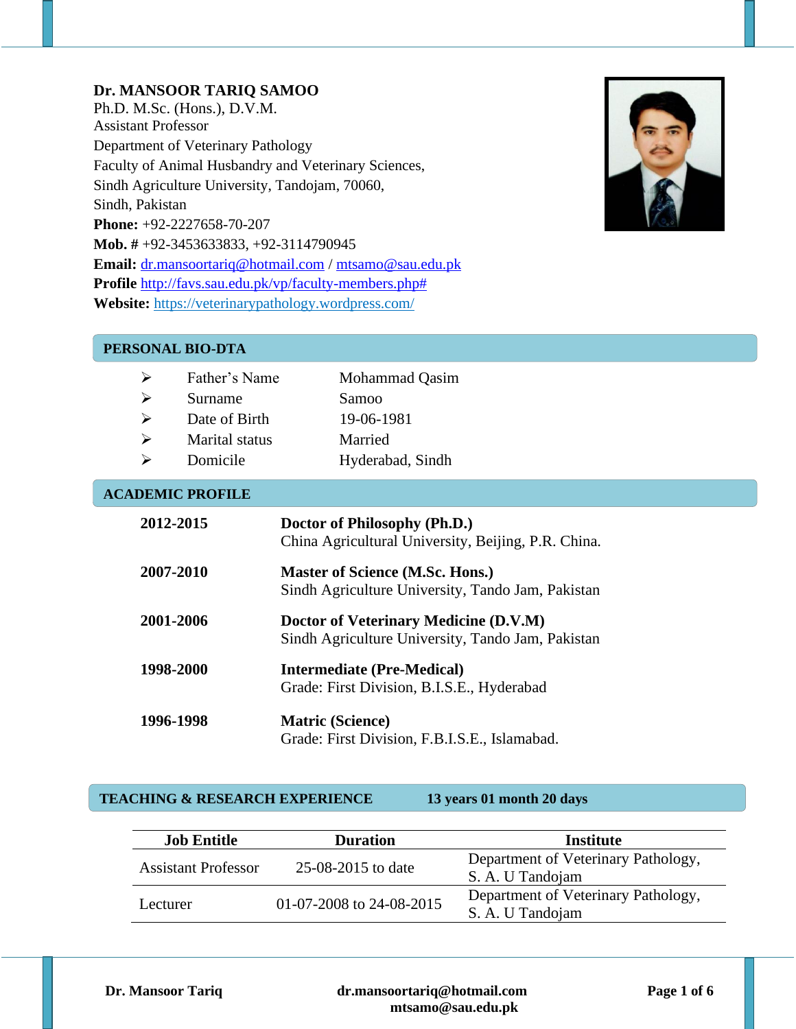**Dr. MANSOOR TARIQ SAMOO**
Ph.D. M.Sc. (Hons.), D.V.M.
Assistant Professor
Department of Veterinary Pathology
Faculty of Animal Husbandry and Veterinary Sciences,
Sindh Agriculture University, Tandojam, 70060,
Sindh, Pakistan
**Phone:** +92-2227658-70-207
**Mob. #** +92-3453633833, +92-3114790945
**Email:** dr.mansoortariq@hotmail.com / mtsamo@sau.edu.pk
**Profile** http://favs.sau.edu.pk/vp/faculty-members.php#
**Website:** https://veterinarypathology.wordpress.com/

## PERSONAL BIO-DTA

- Father's Name — Mohammad Qasim
- Surname — Samoo
- Date of Birth — 19-06-1981
- Marital status — Married
- Domicile — Hyderabad, Sindh

## ACADEMIC PROFILE

**2012-2015** — **Doctor of Philosophy (Ph.D.)**
China Agricultural University, Beijing, P.R. China.

**2007-2010** — **Master of Science (M.Sc. Hons.)**
Sindh Agriculture University, Tando Jam, Pakistan

**2001-2006** — **Doctor of Veterinary Medicine (D.V.M)**
Sindh Agriculture University, Tando Jam, Pakistan

**1998-2000** — **Intermediate (Pre-Medical)**
Grade: First Division, B.I.S.E., Hyderabad

**1996-1998** — **Matric (Science)**
Grade: First Division, F.B.I.S.E., Islamabad.

## TEACHING & RESEARCH EXPERIENCE — 13 years 01 month 20 days

| Job Entitle | Duration | Institute |
|---|---|---|
| Assistant Professor | 25-08-2015 to date | Department of Veterinary Pathology, S. A. U Tandojam |
| Lecturer | 01-07-2008 to 24-08-2015 | Department of Veterinary Pathology, S. A. U Tandojam |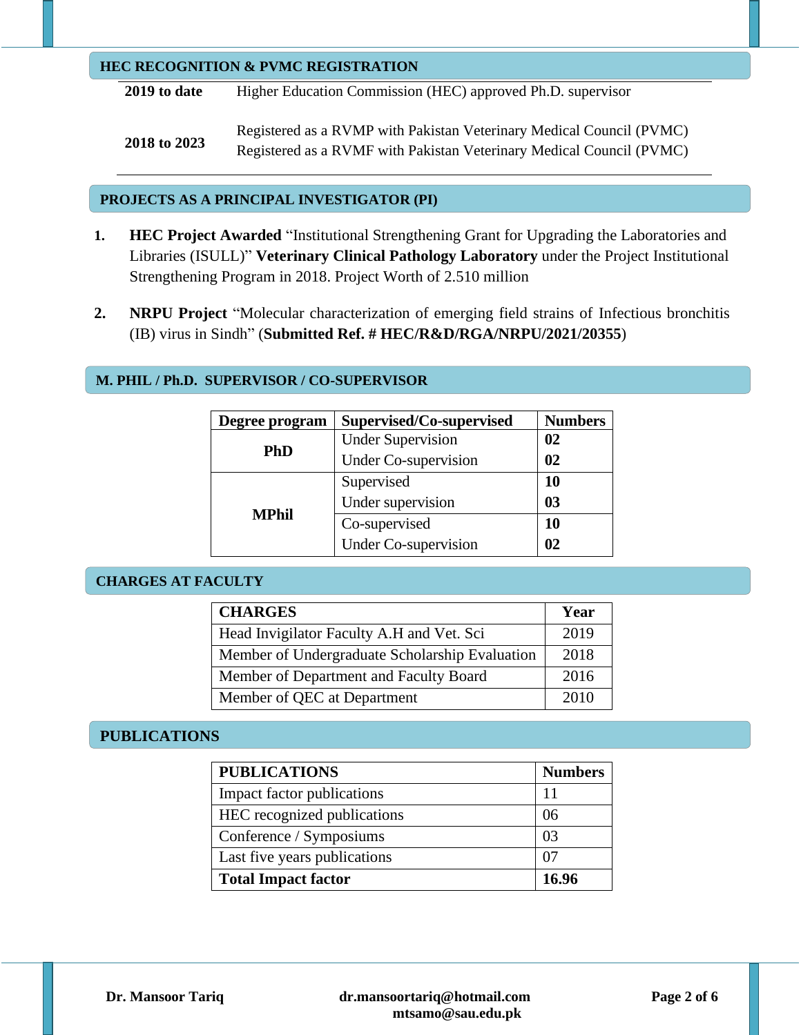## HEC RECOGNITION & PVMC REGISTRATION

| | |
|---|---|
| **2019 to date** | Higher Education Commission (HEC) approved Ph.D. supervisor |
| **2018 to 2023** | Registered as a RVMP with Pakistan Veterinary Medical Council (PVMC)<br>Registered as a RVMF with Pakistan Veterinary Medical Council (PVMC) |

## PROJECTS AS A PRINCIPAL INVESTIGATOR (PI)

1. **HEC Project Awarded** "Institutional Strengthening Grant for Upgrading the Laboratories and Libraries (ISULL)" **Veterinary Clinical Pathology Laboratory** under the Project Institutional Strengthening Program in 2018. Project Worth of 2.510 million

2. **NRPU Project** "Molecular characterization of emerging field strains of Infectious bronchitis (IB) virus in Sindh" (**Submitted Ref. # HEC/R&D/RGA/NRPU/2021/20355**)

## M. PHIL / Ph.D. SUPERVISOR / CO-SUPERVISOR

| Degree program | Supervised/Co-supervised | Numbers |
|---|---|---|
| **PhD** | Under Supervision | **02** |
| | Under Co-supervision | **02** |
| **MPhil** | Supervised | **10** |
| | Under supervision | **03** |
| | Co-supervised | **10** |
| | Under Co-supervision | **02** |

## CHARGES AT FACULTY

| CHARGES | Year |
|---|---|
| Head Invigilator Faculty A.H and Vet. Sci | 2019 |
| Member of Undergraduate Scholarship Evaluation | 2018 |
| Member of Department and Faculty Board | 2016 |
| Member of QEC at Department | 2010 |

## PUBLICATIONS

| PUBLICATIONS | Numbers |
|---|---|
| Impact factor publications | 11 |
| HEC recognized publications | 06 |
| Conference / Symposiums | 03 |
| Last five years publications | 07 |
| **Total Impact factor** | **16.96** |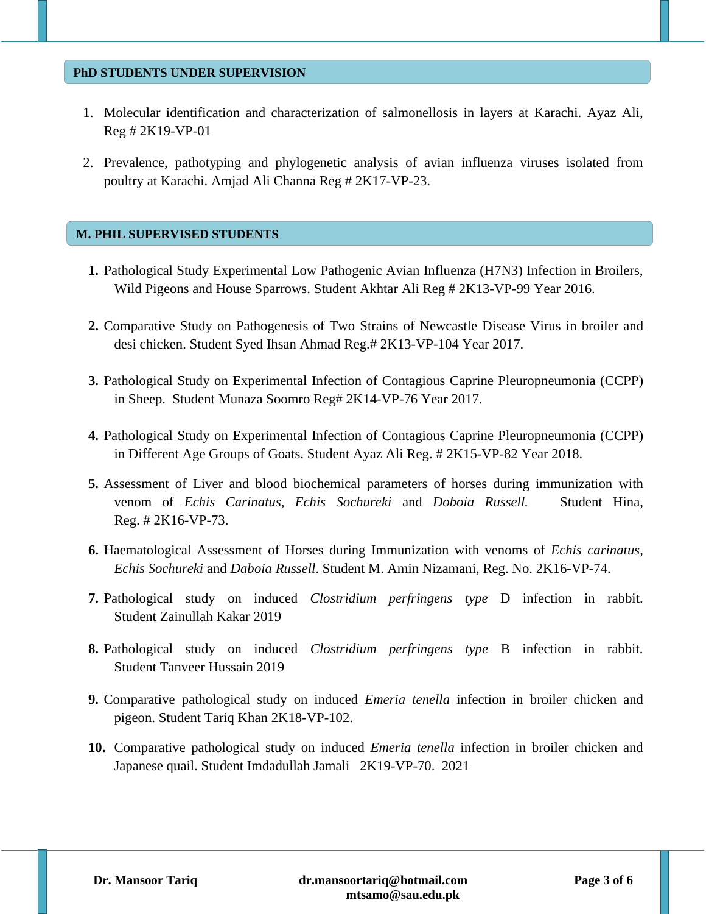## PhD STUDENTS UNDER SUPERVISION

1. Molecular identification and characterization of salmonellosis in layers at Karachi. Ayaz Ali, Reg # 2K19-VP-01

2. Prevalence, pathotyping and phylogenetic analysis of avian influenza viruses isolated from poultry at Karachi. Amjad Ali Channa Reg # 2K17-VP-23.

## M. PHIL SUPERVISED STUDENTS

1. Pathological Study Experimental Low Pathogenic Avian Influenza (H7N3) Infection in Broilers, Wild Pigeons and House Sparrows. Student Akhtar Ali Reg # 2K13-VP-99 Year 2016.

2. Comparative Study on Pathogenesis of Two Strains of Newcastle Disease Virus in broiler and desi chicken. Student Syed Ihsan Ahmad Reg.# 2K13-VP-104 Year 2017.

3. Pathological Study on Experimental Infection of Contagious Caprine Pleuropneumonia (CCPP) in Sheep. Student Munaza Soomro Reg# 2K14-VP-76 Year 2017.

4. Pathological Study on Experimental Infection of Contagious Caprine Pleuropneumonia (CCPP) in Different Age Groups of Goats. Student Ayaz Ali Reg. # 2K15-VP-82 Year 2018.

5. Assessment of Liver and blood biochemical parameters of horses during immunization with venom of *Echis Carinatus*, *Echis Sochureki* and *Doboia Russell.* Student Hina, Reg. # 2K16-VP-73.

6. Haematological Assessment of Horses during Immunization with venoms of *Echis carinatus*, *Echis Sochureki* and *Daboia Russell*. Student M. Amin Nizamani, Reg. No. 2K16-VP-74.

7. Pathological study on induced *Clostridium perfringens type* D infection in rabbit. Student Zainullah Kakar 2019

8. Pathological study on induced *Clostridium perfringens type* B infection in rabbit. Student Tanveer Hussain 2019

9. Comparative pathological study on induced *Emeria tenella* infection in broiler chicken and pigeon. Student Tariq Khan 2K18-VP-102.

10. Comparative pathological study on induced *Emeria tenella* infection in broiler chicken and Japanese quail. Student Imdadullah Jamali 2K19-VP-70. 2021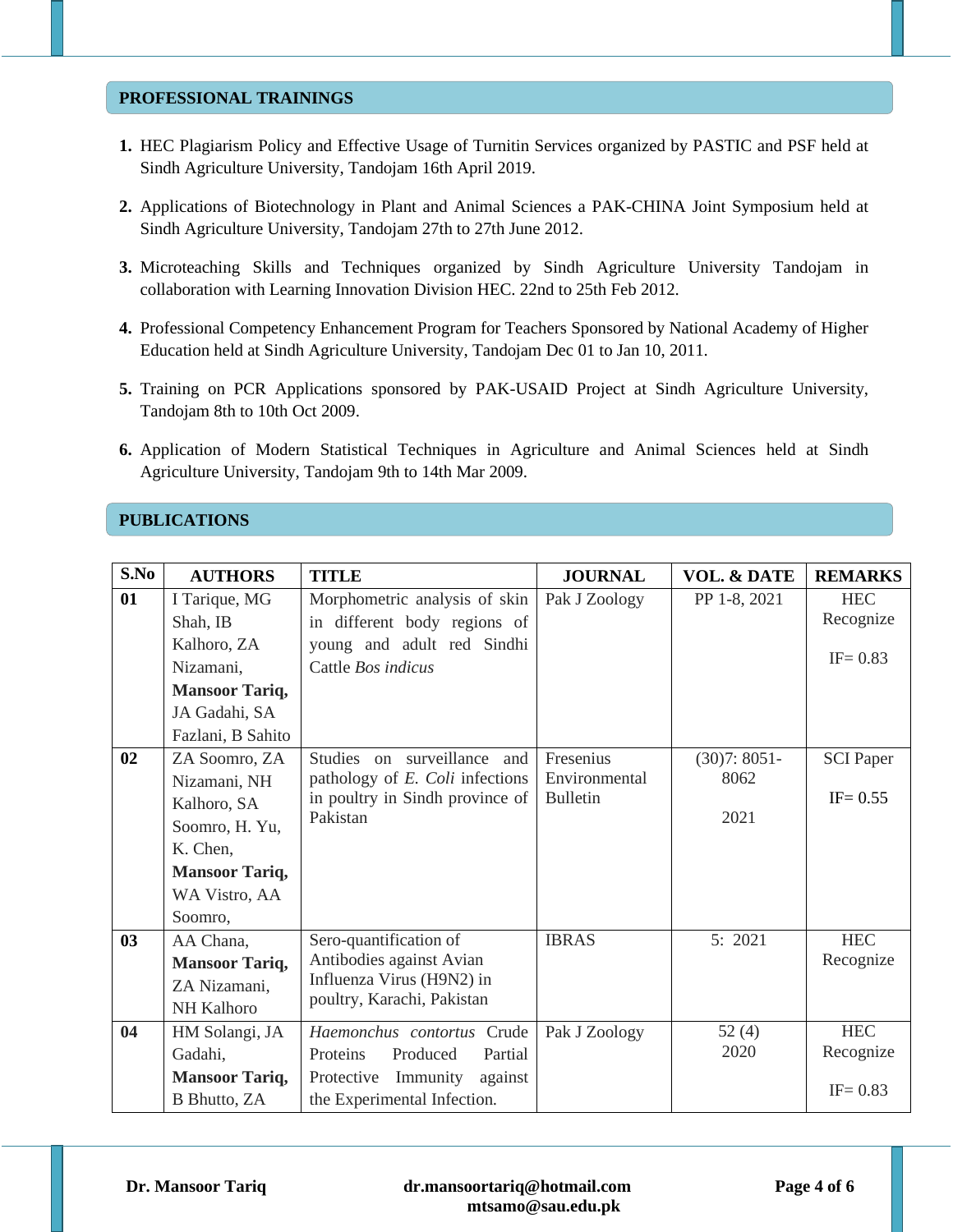## PROFESSIONAL TRAININGS

1. HEC Plagiarism Policy and Effective Usage of Turnitin Services organized by PASTIC and PSF held at Sindh Agriculture University, Tandojam 16th April 2019.
2. Applications of Biotechnology in Plant and Animal Sciences a PAK-CHINA Joint Symposium held at Sindh Agriculture University, Tandojam 27th to 27th June 2012.
3. Microteaching Skills and Techniques organized by Sindh Agriculture University Tandojam in collaboration with Learning Innovation Division HEC. 22nd to 25th Feb 2012.
4. Professional Competency Enhancement Program for Teachers Sponsored by National Academy of Higher Education held at Sindh Agriculture University, Tandojam Dec 01 to Jan 10, 2011.
5. Training on PCR Applications sponsored by PAK-USAID Project at Sindh Agriculture University, Tandojam 8th to 10th Oct 2009.
6. Application of Modern Statistical Techniques in Agriculture and Animal Sciences held at Sindh Agriculture University, Tandojam 9th to 14th Mar 2009.

## PUBLICATIONS

| S.No | AUTHORS | TITLE | JOURNAL | VOL. & DATE | REMARKS |
|---|---|---|---|---|---|
| **01** | I Tarique, MG Shah, IB Kalhoro, ZA Nizamani, **Mansoor Tariq,** JA Gadahi, SA Fazlani, B Sahito | Morphometric analysis of skin in different body regions of young and adult red Sindhi Cattle *Bos indicus* | Pak J Zoology | PP 1-8, 2021 | HEC Recognize IF= 0.83 |
| **02** | ZA Soomro, ZA Nizamani, NH Kalhoro, SA Soomro, H. Yu, K. Chen, **Mansoor Tariq,** WA Vistro, AA Soomro, | Studies on surveillance and pathology of *E. Coli* infections in poultry in Sindh province of Pakistan | Fresenius Environmental Bulletin | (30)7: 8051-8062 2021 | SCI Paper IF= 0.55 |
| **03** | AA Chana, **Mansoor Tariq,** ZA Nizamani, NH Kalhoro | Sero-quantification of Antibodies against Avian Influenza Virus (H9N2) in poultry, Karachi, Pakistan | IBRAS | 5: 2021 | HEC Recognize |
| **04** | HM Solangi, JA Gadahi, **Mansoor Tariq,** B Bhutto, ZA | *Haemonchus contortus* Crude Proteins Produced Partial Protective Immunity against the Experimental Infection. | Pak J Zoology | 52 (4) 2020 | HEC Recognize IF= 0.83 |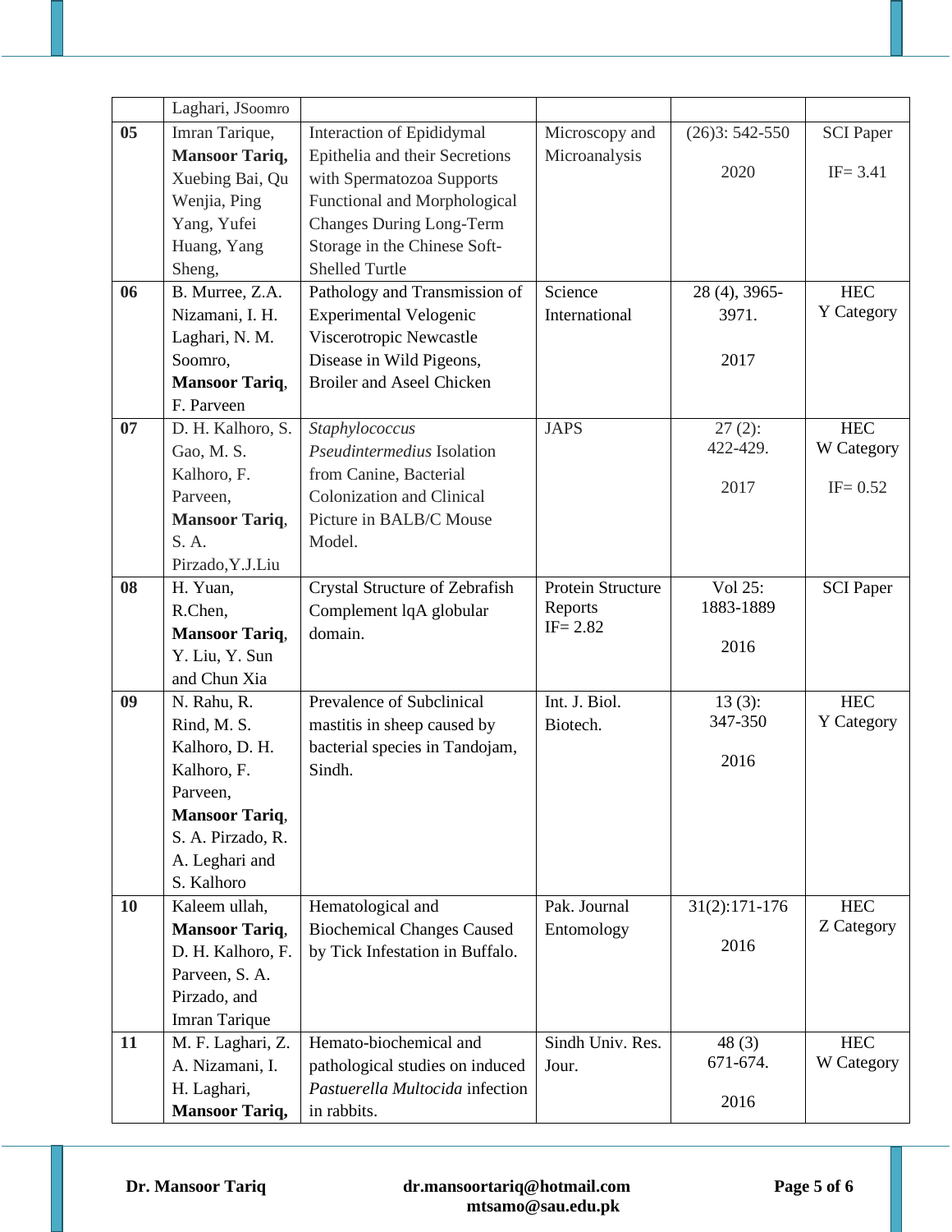| | Laghari, JSoomro | | | | |
|---|---|---|---|---|---|
| **05** | Imran Tarique, **Mansoor Tariq,** Xuebing Bai, Qu Wenjia, Ping Yang, Yufei Huang, Yang Sheng, | Interaction of Epididymal Epithelia and their Secretions with Spermatozoa Supports Functional and Morphological Changes During Long-Term Storage in the Chinese Soft-Shelled Turtle | Microscopy and Microanalysis | (26)3: 542-550 2020 | SCI Paper IF= 3.41 |
| **06** | B. Murree, Z.A. Nizamani, I. H. Laghari, N. M. Soomro, **Mansoor Tariq**, F. Parveen | Pathology and Transmission of Experimental Velogenic Viscerotropic Newcastle Disease in Wild Pigeons, Broiler and Aseel Chicken | Science International | 28 (4), 3965-3971. 2017 | HEC Y Category |
| **07** | D. H. Kalhoro, S. Gao, M. S. Kalhoro, F. Parveen, **Mansoor Tariq**, S. A. Pirzado,Y.J.Liu | *Staphylococcus Pseudintermedius* Isolation from Canine, Bacterial Colonization and Clinical Picture in BALB/C Mouse Model. | JAPS | 27 (2): 422-429. 2017 | HEC W Category IF= 0.52 |
| **08** | H. Yuan, R.Chen, **Mansoor Tariq**, Y. Liu, Y. Sun and Chun Xia | Crystal Structure of Zebrafish Complement lqA globular domain. | Protein Structure Reports IF= 2.82 | Vol 25: 1883-1889 2016 | SCI Paper |
| **09** | N. Rahu, R. Rind, M. S. Kalhoro, D. H. Kalhoro, F. Parveen, **Mansoor Tariq**, S. A. Pirzado, R. A. Leghari and S. Kalhoro | Prevalence of Subclinical mastitis in sheep caused by bacterial species in Tandojam, Sindh. | Int. J. Biol. Biotech. | 13 (3): 347-350 2016 | HEC Y Category |
| **10** | Kaleem ullah, **Mansoor Tariq**, D. H. Kalhoro, F. Parveen, S. A. Pirzado, and Imran Tarique | Hematological and Biochemical Changes Caused by Tick Infestation in Buffalo. | Pak. Journal Entomology | 31(2):171-176 2016 | HEC Z Category |
| **11** | M. F. Laghari, Z. A. Nizamani, I. H. Laghari, **Mansoor Tariq,** | Hemato-biochemical and pathological studies on induced *Pastuerella Multocida* infection in rabbits. | Sindh Univ. Res. Jour. | 48 (3) 671-674. 2016 | HEC W Category |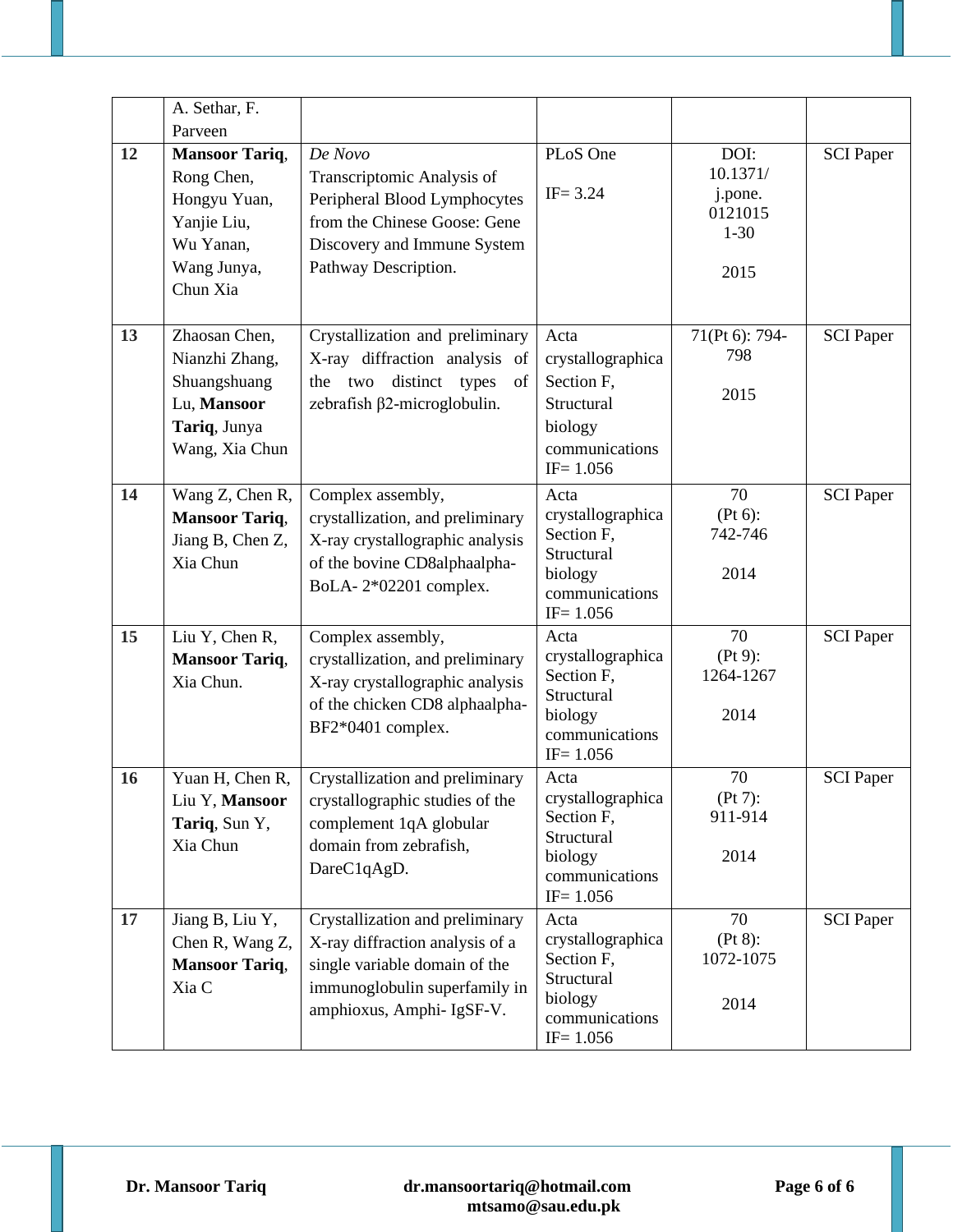| | | | | | |
|---|---|---|---|---|---|
| | A. Sethar, F. Parveen | | | | |
| **12** | **Mansoor Tariq**, Rong Chen, Hongyu Yuan, Yanjie Liu, Wu Yanan, Wang Junya, Chun Xia | *De Novo* Transcriptomic Analysis of Peripheral Blood Lymphocytes from the Chinese Goose: Gene Discovery and Immune System Pathway Description. | PLoS One<br><br>IF= 3.24 | DOI: 10.1371/ j.pone. 0121015 1-30<br><br>2015 | SCI Paper |
| **13** | Zhaosan Chen, Nianzhi Zhang, Shuangshuang Lu, **Mansoor Tariq**, Junya Wang, Xia Chun | Crystallization and preliminary X-ray diffraction analysis of the two distinct types of zebrafish β2-microglobulin. | Acta crystallographica Section F, Structural biology communications IF= 1.056 | 71(Pt 6): 794-798<br><br>2015 | SCI Paper |
| **14** | Wang Z, Chen R, **Mansoor Tariq**, Jiang B, Chen Z, Xia Chun | Complex assembly, crystallization, and preliminary X-ray crystallographic analysis of the bovine CD8alphaalpha-BoLA- 2*02201 complex. | Acta crystallographica Section F, Structural biology communications IF= 1.056 | 70 (Pt 6): 742-746<br><br>2014 | SCI Paper |
| **15** | Liu Y, Chen R, **Mansoor Tariq**, Xia Chun. | Complex assembly, crystallization, and preliminary X-ray crystallographic analysis of the chicken CD8 alphaalpha-BF2*0401 complex. | Acta crystallographica Section F, Structural biology communications IF= 1.056 | 70 (Pt 9): 1264-1267<br><br>2014 | SCI Paper |
| **16** | Yuan H, Chen R, Liu Y, **Mansoor Tariq**, Sun Y, Xia Chun | Crystallization and preliminary crystallographic studies of the complement 1qA globular domain from zebrafish, DareC1qAgD. | Acta crystallographica Section F, Structural biology communications IF= 1.056 | 70 (Pt 7): 911-914<br><br>2014 | SCI Paper |
| **17** | Jiang B, Liu Y, Chen R, Wang Z, **Mansoor Tariq**, Xia C | Crystallization and preliminary X-ray diffraction analysis of a single variable domain of the immunoglobulin superfamily in amphioxus, Amphi- IgSF-V. | Acta crystallographica Section F, Structural biology communications IF= 1.056 | 70 (Pt 8): 1072-1075<br><br>2014 | SCI Paper |